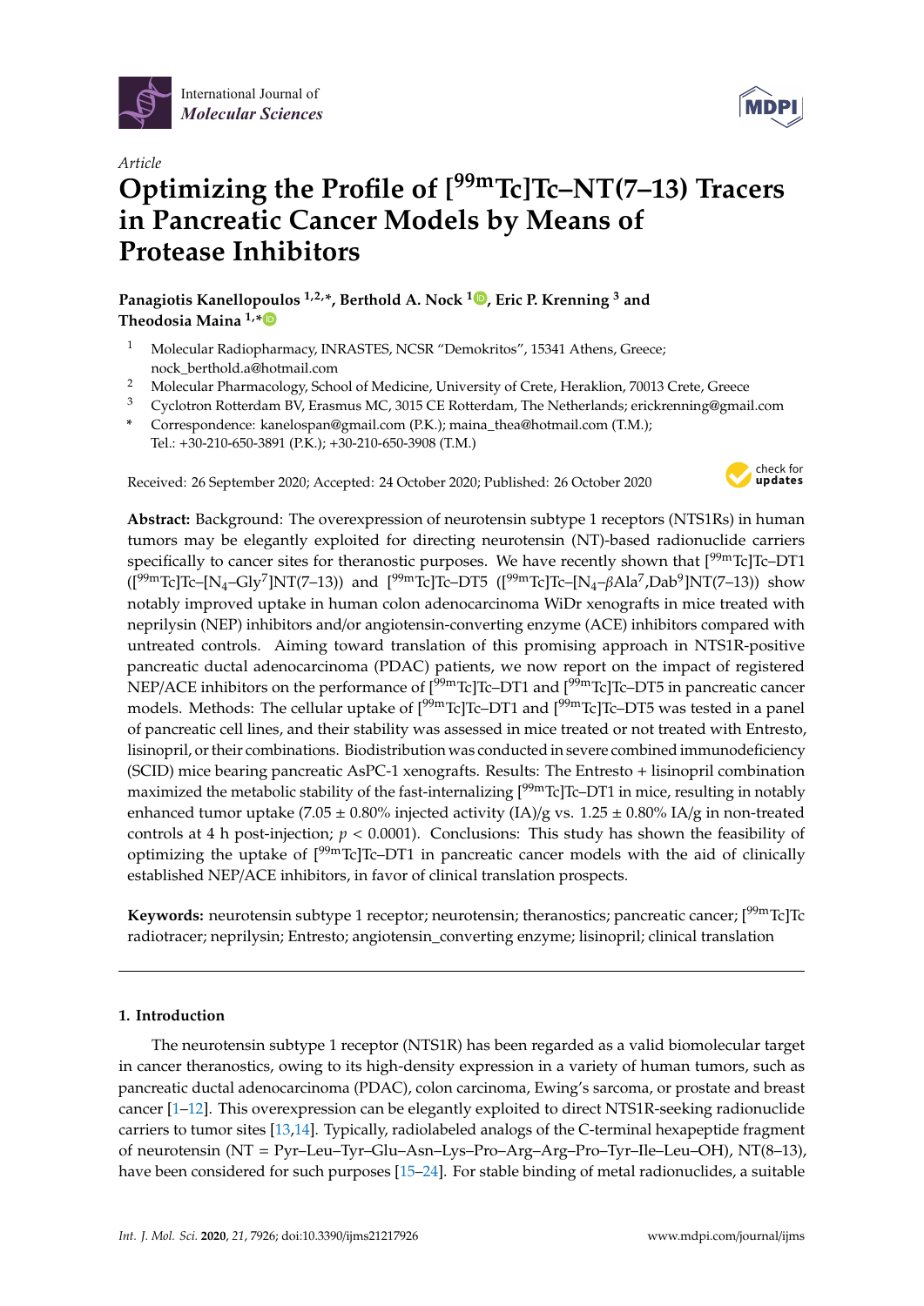International Journal of *Molecular Sciences*

*Article*

# Optimizing the Profile of [$^{99m}$Tc]Tc–NT(7–13) Tracers in Pancreatic Cancer Models by Means of Protease Inhibitors

**Panagiotis Kanellopoulos** [1,2,*], **Berthold A. Nock** [1], **Eric P. Krenning** [3] **and Theodosia Maina** [1,*]

[1] Molecular Radiopharmacy, INRASTES, NCSR "Demokritos", 15341 Athens, Greece; nock_berthold.a@hotmail.com
[2] Molecular Pharmacology, School of Medicine, University of Crete, Heraklion, 70013 Crete, Greece
[3] Cyclotron Rotterdam BV, Erasmus MC, 3015 CE Rotterdam, The Netherlands; erickrenning@gmail.com
[*] Correspondence: kanelospan@gmail.com (P.K.); maina_thea@hotmail.com (T.M.); Tel.: +30-210-650-3891 (P.K.); +30-210-650-3908 (T.M.)

Received: 26 September 2020; Accepted: 24 October 2020; Published: 26 October 2020

**Abstract:** Background: The overexpression of neurotensin subtype 1 receptors (NTS1Rs) in human tumors may be elegantly exploited for directing neurotensin (NT)-based radionuclide carriers specifically to cancer sites for theranostic purposes. We have recently shown that [$^{99m}$Tc]Tc–DT1 ([$^{99m}$Tc]Tc–[N$_4$–Gly$^7$]NT(7–13)) and [$^{99m}$Tc]Tc–DT5 ([$^{99m}$Tc]Tc–[N$_4$–$\beta$Ala$^7$,Dab$^9$]NT(7–13)) show notably improved uptake in human colon adenocarcinoma WiDr xenografts in mice treated with neprilysin (NEP) inhibitors and/or angiotensin-converting enzyme (ACE) inhibitors compared with untreated controls. Aiming toward translation of this promising approach in NTS1R-positive pancreatic ductal adenocarcinoma (PDAC) patients, we now report on the impact of registered NEP/ACE inhibitors on the performance of [$^{99m}$Tc]Tc–DT1 and [$^{99m}$Tc]Tc–DT5 in pancreatic cancer models. Methods: The cellular uptake of [$^{99m}$Tc]Tc–DT1 and [$^{99m}$Tc]Tc–DT5 was tested in a panel of pancreatic cell lines, and their stability was assessed in mice treated or not treated with Entresto, lisinopril, or their combinations. Biodistribution was conducted in severe combined immunodeficiency (SCID) mice bearing pancreatic AsPC-1 xenografts. Results: The Entresto + lisinopril combination maximized the metabolic stability of the fast-internalizing [$^{99m}$Tc]Tc–DT1 in mice, resulting in notably enhanced tumor uptake (7.05 ± 0.80% injected activity (IA)/g vs. 1.25 ± 0.80% IA/g in non-treated controls at 4 h post-injection; $p < 0.0001$). Conclusions: This study has shown the feasibility of optimizing the uptake of [$^{99m}$Tc]Tc–DT1 in pancreatic cancer models with the aid of clinically established NEP/ACE inhibitors, in favor of clinical translation prospects.

**Keywords:** neurotensin subtype 1 receptor; neurotensin; theranostics; pancreatic cancer; [$^{99m}$Tc]Tc radiotracer; neprilysin; Entresto; angiotensin_converting enzyme; lisinopril; clinical translation

## 1. Introduction

The neurotensin subtype 1 receptor (NTS1R) has been regarded as a valid biomolecular target in cancer theranostics, owing to its high-density expression in a variety of human tumors, such as pancreatic ductal adenocarcinoma (PDAC), colon carcinoma, Ewing's sarcoma, or prostate and breast cancer [1–12]. This overexpression can be elegantly exploited to direct NTS1R-seeking radionuclide carriers to tumor sites [13,14]. Typically, radiolabeled analogs of the C-terminal hexapeptide fragment of neurotensin (NT = Pyr–Leu–Tyr–Glu–Asn–Lys–Pro–Arg–Arg–Pro–Tyr–Ile–Leu–OH), NT(8–13), have been considered for such purposes [15–24]. For stable binding of metal radionuclides, a suitable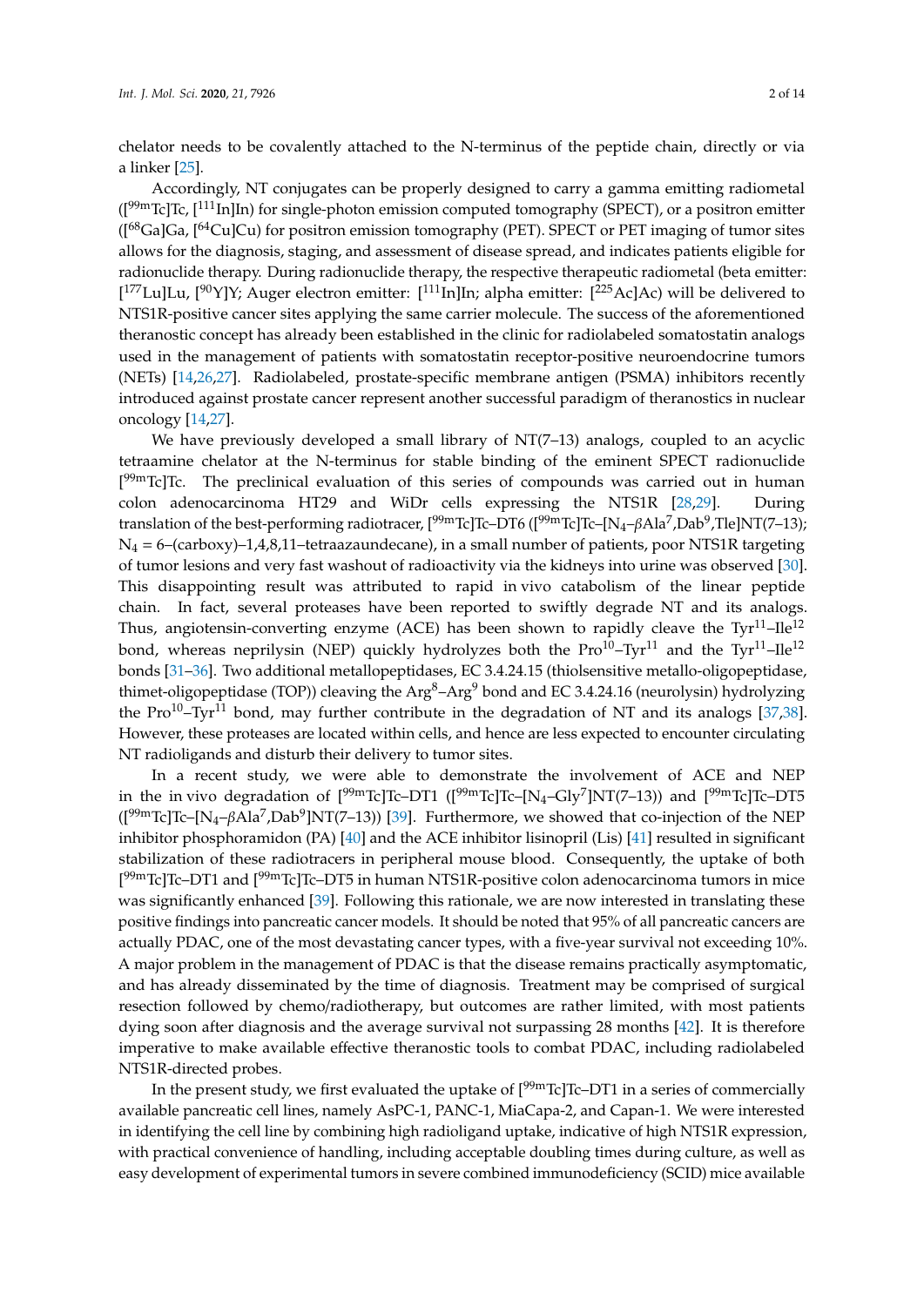chelator needs to be covalently attached to the N-terminus of the peptide chain, directly or via a linker [25].

Accordingly, NT conjugates can be properly designed to carry a gamma emitting radiometal ([$^{99m}$Tc]Tc, [$^{111}$In]In) for single-photon emission computed tomography (SPECT), or a positron emitter ([$^{68}$Ga]Ga, [$^{64}$Cu]Cu) for positron emission tomography (PET). SPECT or PET imaging of tumor sites allows for the diagnosis, staging, and assessment of disease spread, and indicates patients eligible for radionuclide therapy. During radionuclide therapy, the respective therapeutic radiometal (beta emitter: [$^{177}$Lu]Lu, [$^{90}$Y]Y; Auger electron emitter: [$^{111}$In]In; alpha emitter: [$^{225}$Ac]Ac) will be delivered to NTS1R-positive cancer sites applying the same carrier molecule. The success of the aforementioned theranostic concept has already been established in the clinic for radiolabeled somatostatin analogs used in the management of patients with somatostatin receptor-positive neuroendocrine tumors (NETs) [14,26,27]. Radiolabeled, prostate-specific membrane antigen (PSMA) inhibitors recently introduced against prostate cancer represent another successful paradigm of theranostics in nuclear oncology [14,27].

We have previously developed a small library of NT(7–13) analogs, coupled to an acyclic tetraamine chelator at the N-terminus for stable binding of the eminent SPECT radionuclide [$^{99m}$Tc]Tc. The preclinical evaluation of this series of compounds was carried out in human colon adenocarcinoma HT29 and WiDr cells expressing the NTS1R [28,29]. During translation of the best-performing radiotracer, [$^{99m}$Tc]Tc–DT6 ([$^{99m}$Tc]Tc–[$N_4$–$\beta$Ala$^7$,Dab$^9$,Tle]NT(7–13); $N_4$ = 6–(carboxy)–1,4,8,11–tetraazaundecane), in a small number of patients, poor NTS1R targeting of tumor lesions and very fast washout of radioactivity via the kidneys into urine was observed [30]. This disappointing result was attributed to rapid in vivo catabolism of the linear peptide chain. In fact, several proteases have been reported to swiftly degrade NT and its analogs. Thus, angiotensin-converting enzyme (ACE) has been shown to rapidly cleave the Tyr$^{11}$–Ile$^{12}$ bond, whereas neprilysin (NEP) quickly hydrolyzes both the Pro$^{10}$–Tyr$^{11}$ and the Tyr$^{11}$–Ile$^{12}$ bonds [31–36]. Two additional metallopeptidases, EC 3.4.24.15 (thiolsensitive metallo-oligopeptidase, thimet-oligopeptidase (TOP)) cleaving the Arg$^8$–Arg$^9$ bond and EC 3.4.24.16 (neurolysin) hydrolyzing the Pro$^{10}$–Tyr$^{11}$ bond, may further contribute in the degradation of NT and its analogs [37,38]. However, these proteases are located within cells, and hence are less expected to encounter circulating NT radioligands and disturb their delivery to tumor sites.

In a recent study, we were able to demonstrate the involvement of ACE and NEP in the in vivo degradation of [$^{99m}$Tc]Tc–DT1 ([$^{99m}$Tc]Tc–[$N_4$–Gly$^7$]NT(7–13)) and [$^{99m}$Tc]Tc–DT5 ([$^{99m}$Tc]Tc–[$N_4$–$\beta$Ala$^7$,Dab$^9$]NT(7–13)) [39]. Furthermore, we showed that co-injection of the NEP inhibitor phosphoramidon (PA) [40] and the ACE inhibitor lisinopril (Lis) [41] resulted in significant stabilization of these radiotracers in peripheral mouse blood. Consequently, the uptake of both [$^{99m}$Tc]Tc–DT1 and [$^{99m}$Tc]Tc–DT5 in human NTS1R-positive colon adenocarcinoma tumors in mice was significantly enhanced [39]. Following this rationale, we are now interested in translating these positive findings into pancreatic cancer models. It should be noted that 95% of all pancreatic cancers are actually PDAC, one of the most devastating cancer types, with a five-year survival not exceeding 10%. A major problem in the management of PDAC is that the disease remains practically asymptomatic, and has already disseminated by the time of diagnosis. Treatment may be comprised of surgical resection followed by chemo/radiotherapy, but outcomes are rather limited, with most patients dying soon after diagnosis and the average survival not surpassing 28 months [42]. It is therefore imperative to make available effective theranostic tools to combat PDAC, including radiolabeled NTS1R-directed probes.

In the present study, we first evaluated the uptake of [$^{99m}$Tc]Tc–DT1 in a series of commercially available pancreatic cell lines, namely AsPC-1, PANC-1, MiaCapa-2, and Capan-1. We were interested in identifying the cell line by combining high radioligand uptake, indicative of high NTS1R expression, with practical convenience of handling, including acceptable doubling times during culture, as well as easy development of experimental tumors in severe combined immunodeficiency (SCID) mice available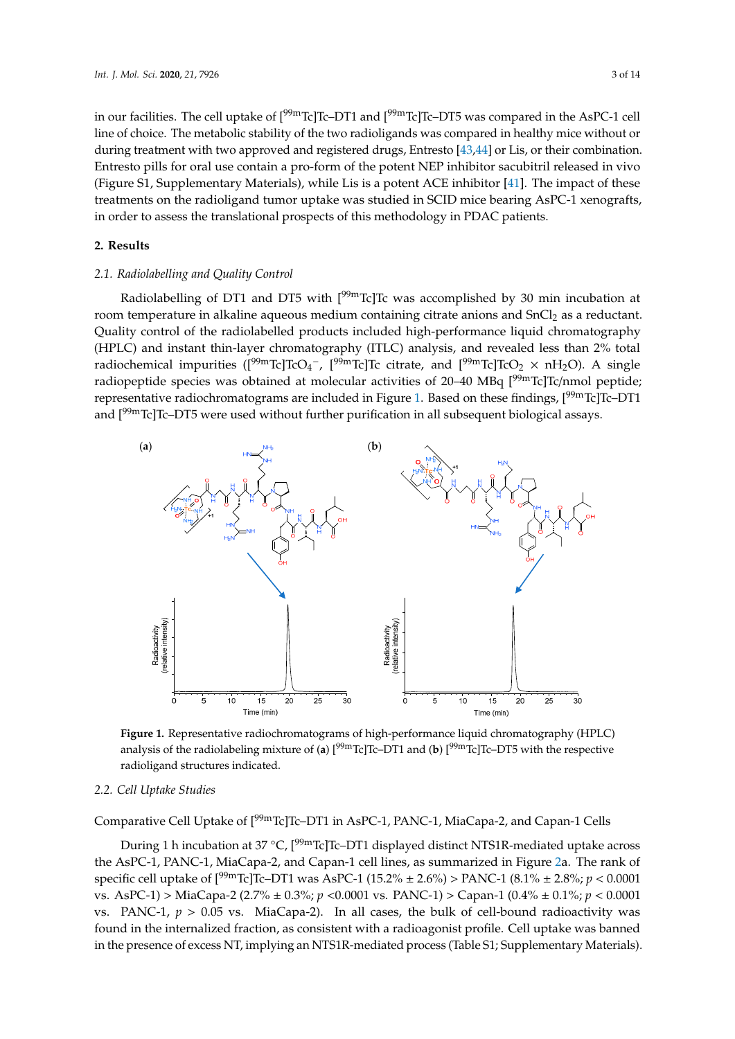in our facilities. The cell uptake of [$^{99m}$Tc]Tc–DT1 and [$^{99m}$Tc]Tc–DT5 was compared in the AsPC-1 cell line of choice. The metabolic stability of the two radioligands was compared in healthy mice without or during treatment with two approved and registered drugs, Entresto [43,44] or Lis, or their combination. Entresto pills for oral use contain a pro-form of the potent NEP inhibitor sacubitril released in vivo (Figure S1, Supplementary Materials), while Lis is a potent ACE inhibitor [41]. The impact of these treatments on the radioligand tumor uptake was studied in SCID mice bearing AsPC-1 xenografts, in order to assess the translational prospects of this methodology in PDAC patients.

## 2. Results

### 2.1. Radiolabelling and Quality Control

Radiolabelling of DT1 and DT5 with [$^{99m}$Tc]Tc was accomplished by 30 min incubation at room temperature in alkaline aqueous medium containing citrate anions and $SnCl_2$ as a reductant. Quality control of the radiolabelled products included high-performance liquid chromatography (HPLC) and instant thin-layer chromatography (ITLC) analysis, and revealed less than 2% total radiochemical impurities ([$^{99m}$Tc]$TcO_4^-$, [$^{99m}$Tc]Tc citrate, and [$^{99m}$Tc]$TcO_2 \times nH_2O$). A single radiopeptide species was obtained at molecular activities of 20–40 MBq [$^{99m}$Tc]Tc/nmol peptide; representative radiochromatograms are included in Figure 1. Based on these findings, [$^{99m}$Tc]Tc–DT1 and [$^{99m}$Tc]Tc–DT5 were used without further purification in all subsequent biological assays.

**Figure 1.** Representative radiochromatograms of high-performance liquid chromatography (HPLC) analysis of the radiolabeling mixture of (**a**) [$^{99m}$Tc]Tc–DT1 and (**b**) [$^{99m}$Tc]Tc–DT5 with the respective radioligand structures indicated.

### 2.2. Cell Uptake Studies

Comparative Cell Uptake of [$^{99m}$Tc]Tc–DT1 in AsPC-1, PANC-1, MiaCapa-2, and Capan-1 Cells

During 1 h incubation at 37 °C, [$^{99m}$Tc]Tc–DT1 displayed distinct NTS1R-mediated uptake across the AsPC-1, PANC-1, MiaCapa-2, and Capan-1 cell lines, as summarized in Figure 2a. The rank of specific cell uptake of [$^{99m}$Tc]Tc–DT1 was AsPC-1 (15.2% ± 2.6%) > PANC-1 (8.1% ± 2.8%; $p < 0.0001$ vs. AsPC-1) > MiaCapa-2 (2.7% ± 0.3%; $p < 0.0001$ vs. PANC-1) > Capan-1 (0.4% ± 0.1%; $p < 0.0001$ vs. PANC-1, $p > 0.05$ vs. MiaCapa-2). In all cases, the bulk of cell-bound radioactivity was found in the internalized fraction, as consistent with a radioagonist profile. Cell uptake was banned in the presence of excess NT, implying an NTS1R-mediated process (Table S1; Supplementary Materials).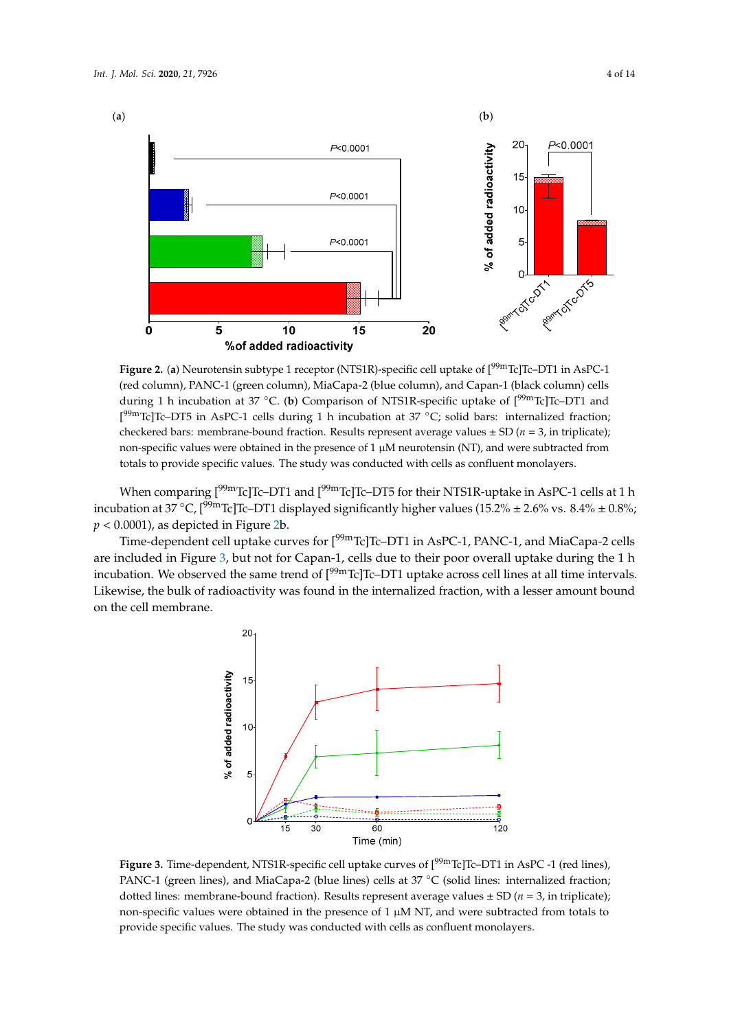**Figure 2.** (**a**) Neurotensin subtype 1 receptor (NTS1R)-specific cell uptake of [$^{99m}$Tc]Tc–DT1 in AsPC-1 (red column), PANC-1 (green column), MiaCapa-2 (blue column), and Capan-1 (black column) cells during 1 h incubation at 37 °C. (**b**) Comparison of NTS1R-specific uptake of [$^{99m}$Tc]Tc–DT1 and [$^{99m}$Tc]Tc–DT5 in AsPC-1 cells during 1 h incubation at 37 °C; solid bars: internalized fraction; checkered bars: membrane-bound fraction. Results represent average values ± SD ($n = 3$, in triplicate); non-specific values were obtained in the presence of 1 μM neurotensin (NT), and were subtracted from totals to provide specific values. The study was conducted with cells as confluent monolayers.

When comparing [$^{99m}$Tc]Tc–DT1 and [$^{99m}$Tc]Tc–DT5 for their NTS1R-uptake in AsPC-1 cells at 1 h incubation at 37 °C, [$^{99m}$Tc]Tc–DT1 displayed significantly higher values (15.2% ± 2.6% vs. 8.4% ± 0.8%; $p < 0.0001$), as depicted in Figure 2b.

Time-dependent cell uptake curves for [$^{99m}$Tc]Tc–DT1 in AsPC-1, PANC-1, and MiaCapa-2 cells are included in Figure 3, but not for Capan-1, cells due to their poor overall uptake during the 1 h incubation. We observed the same trend of [$^{99m}$Tc]Tc–DT1 uptake across cell lines at all time intervals. Likewise, the bulk of radioactivity was found in the internalized fraction, with a lesser amount bound on the cell membrane.

**Figure 3.** Time-dependent, NTS1R-specific cell uptake curves of [$^{99m}$Tc]Tc–DT1 in AsPC -1 (red lines), PANC-1 (green lines), and MiaCapa-2 (blue lines) cells at 37 °C (solid lines: internalized fraction; dotted lines: membrane-bound fraction). Results represent average values ± SD ($n = 3$, in triplicate); non-specific values were obtained in the presence of 1 μM NT, and were subtracted from totals to provide specific values. The study was conducted with cells as confluent monolayers.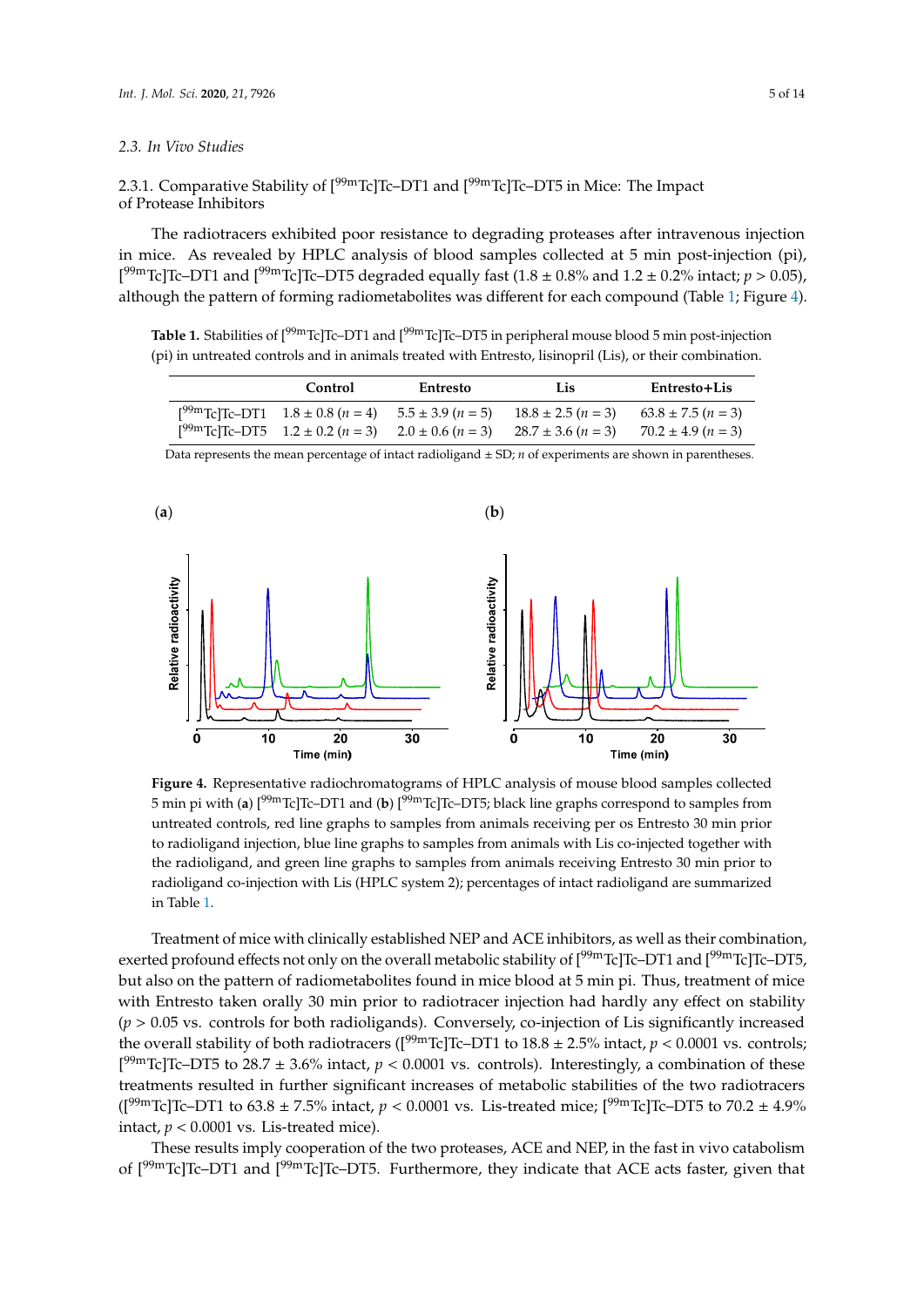### 2.3. In Vivo Studies

#### 2.3.1. Comparative Stability of [$^{99m}$Tc]Tc–DT1 and [$^{99m}$Tc]Tc–DT5 in Mice: The Impact of Protease Inhibitors

The radiotracers exhibited poor resistance to degrading proteases after intravenous injection in mice. As revealed by HPLC analysis of blood samples collected at 5 min post-injection (pi), [$^{99m}$Tc]Tc–DT1 and [$^{99m}$Tc]Tc–DT5 degraded equally fast (1.8 ± 0.8% and 1.2 ± 0.2% intact; $p > 0.05$), although the pattern of forming radiometabolites was different for each compound (Table 1; Figure 4).

**Table 1.** Stabilities of [$^{99m}$Tc]Tc–DT1 and [$^{99m}$Tc]Tc–DT5 in peripheral mouse blood 5 min post-injection (pi) in untreated controls and in animals treated with Entresto, lisinopril (Lis), or their combination.

| | Control | Entresto | Lis | Entresto+Lis |
|---|---|---|---|---|
| [$^{99m}$Tc]Tc–DT1 | 1.8 ± 0.8 ($n$ = 4) | 5.5 ± 3.9 ($n$ = 5) | 18.8 ± 2.5 ($n$ = 3) | 63.8 ± 7.5 ($n$ = 3) |
| [$^{99m}$Tc]Tc–DT5 | 1.2 ± 0.2 ($n$ = 3) | 2.0 ± 0.6 ($n$ = 3) | 28.7 ± 3.6 ($n$ = 3) | 70.2 ± 4.9 ($n$ = 3) |

Data represents the mean percentage of intact radioligand ± SD; $n$ of experiments are shown in parentheses.

**Figure 4.** Representative radiochromatograms of HPLC analysis of mouse blood samples collected 5 min pi with (**a**) [$^{99m}$Tc]Tc–DT1 and (**b**) [$^{99m}$Tc]Tc–DT5; black line graphs correspond to samples from untreated controls, red line graphs to samples from animals receiving per os Entresto 30 min prior to radioligand injection, blue line graphs to samples from animals with Lis co-injected together with the radioligand, and green line graphs to samples from animals receiving Entresto 30 min prior to radioligand co-injection with Lis (HPLC system 2); percentages of intact radioligand are summarized in Table 1.

Treatment of mice with clinically established NEP and ACE inhibitors, as well as their combination, exerted profound effects not only on the overall metabolic stability of [$^{99m}$Tc]Tc–DT1 and [$^{99m}$Tc]Tc–DT5, but also on the pattern of radiometabolites found in mice blood at 5 min pi. Thus, treatment of mice with Entresto taken orally 30 min prior to radiotracer injection had hardly any effect on stability ($p > 0.05$ vs. controls for both radioligands). Conversely, co-injection of Lis significantly increased the overall stability of both radiotracers ([$^{99m}$Tc]Tc–DT1 to 18.8 ± 2.5% intact, $p < 0.0001$ vs. controls; [$^{99m}$Tc]Tc–DT5 to 28.7 ± 3.6% intact, $p < 0.0001$ vs. controls). Interestingly, a combination of these treatments resulted in further significant increases of metabolic stabilities of the two radiotracers ([$^{99m}$Tc]Tc–DT1 to 63.8 ± 7.5% intact, $p < 0.0001$ vs. Lis-treated mice; [$^{99m}$Tc]Tc–DT5 to 70.2 ± 4.9% intact, $p < 0.0001$ vs. Lis-treated mice).

These results imply cooperation of the two proteases, ACE and NEP, in the fast in vivo catabolism of [$^{99m}$Tc]Tc–DT1 and [$^{99m}$Tc]Tc–DT5. Furthermore, they indicate that ACE acts faster, given that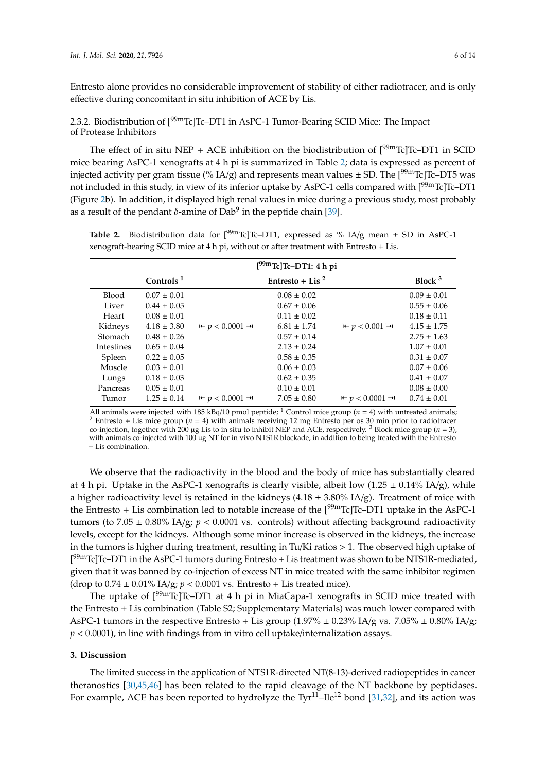Entresto alone provides no considerable improvement of stability of either radiotracer, and is only effective during concomitant in situ inhibition of ACE by Lis.

### 2.3.2. Biodistribution of [$^{99m}$Tc]Tc–DT1 in AsPC-1 Tumor-Bearing SCID Mice: The Impact of Protease Inhibitors

The effect of in situ NEP + ACE inhibition on the biodistribution of [$^{99m}$Tc]Tc–DT1 in SCID mice bearing AsPC-1 xenografts at 4 h pi is summarized in Table 2; data is expressed as percent of injected activity per gram tissue (% IA/g) and represents mean values ± SD. The [$^{99m}$Tc]Tc–DT5 was not included in this study, in view of its inferior uptake by AsPC-1 cells compared with [$^{99m}$Tc]Tc–DT1 (Figure 2b). In addition, it displayed high renal values in mice during a previous study, most probably as a result of the pendant δ-amine of Dab$^9$ in the peptide chain [39].

**Table 2.** Biodistribution data for [$^{99m}$Tc]Tc–DT1, expressed as % IA/g mean ± SD in AsPC-1 xenograft-bearing SCID mice at 4 h pi, without or after treatment with Entresto + Lis.

| | [$^{99m}$Tc]Tc–DT1: 4 h pi | | | | |
|---|---|---|---|---|---|
| | **Controls [1]** | | **Entresto + Lis [2]** | | **Block [3]** |
| Blood | 0.07 ± 0.01 | | 0.08 ± 0.02 | | 0.09 ± 0.01 |
| Liver | 0.44 ± 0.05 | | 0.67 ± 0.06 | | 0.55 ± 0.06 |
| Heart | 0.08 ± 0.01 | | 0.11 ± 0.02 | | 0.18 ± 0.11 |
| Kidneys | 4.18 ± 3.80 | ⇤ $p < 0.0001$ ⇥ | 6.81 ± 1.74 | ⇤ $p < 0.001$ ⇥ | 4.15 ± 1.75 |
| Stomach | 0.48 ± 0.26 | | 0.57 ± 0.14 | | 2.75 ± 1.63 |
| Intestines | 0.65 ± 0.04 | | 2.13 ± 0.24 | | 1.07 ± 0.01 |
| Spleen | 0.22 ± 0.05 | | 0.58 ± 0.35 | | 0.31 ± 0.07 |
| Muscle | 0.03 ± 0.01 | | 0.06 ± 0.03 | | 0.07 ± 0.06 |
| Lungs | 0.18 ± 0.03 | | 0.62 ± 0.35 | | 0.41 ± 0.07 |
| Pancreas | 0.05 ± 0.01 | | 0.10 ± 0.01 | | 0.08 ± 0.00 |
| Tumor | 1.25 ± 0.14 | ⇤ $p < 0.0001$ ⇥ | 7.05 ± 0.80 | ⇤ $p < 0.0001$ ⇥ | 0.74 ± 0.01 |

All animals were injected with 185 kBq/10 pmol peptide; [1] Control mice group ($n$ = 4) with untreated animals; [2] Entresto + Lis mice group ($n$ = 4) with animals receiving 12 mg Entresto per os 30 min prior to radiotracer co-injection, together with 200 μg Lis to in situ to inhibit NEP and ACE, respectively. [3] Block mice group ($n$ = 3), with animals co-injected with 100 μg NT for in vivo NTS1R blockade, in addition to being treated with the Entresto + Lis combination.

We observe that the radioactivity in the blood and the body of mice has substantially cleared at 4 h pi. Uptake in the AsPC-1 xenografts is clearly visible, albeit low (1.25 ± 0.14% IA/g), while a higher radioactivity level is retained in the kidneys (4.18 ± 3.80% IA/g). Treatment of mice with the Entresto + Lis combination led to notable increase of the [$^{99m}$Tc]Tc–DT1 uptake in the AsPC-1 tumors (to 7.05 ± 0.80% IA/g; $p < 0.0001$ vs. controls) without affecting background radioactivity levels, except for the kidneys. Although some minor increase is observed in the kidneys, the increase in the tumors is higher during treatment, resulting in Tu/Ki ratios > 1. The observed high uptake of [$^{99m}$Tc]Tc–DT1 in the AsPC-1 tumors during Entresto + Lis treatment was shown to be NTS1R-mediated, given that it was banned by co-injection of excess NT in mice treated with the same inhibitor regimen (drop to 0.74 ± 0.01% IA/g; $p < 0.0001$ vs. Entresto + Lis treated mice).

The uptake of [$^{99m}$Tc]Tc–DT1 at 4 h pi in MiaCapa-1 xenografts in SCID mice treated with the Entresto + Lis combination (Table S2; Supplementary Materials) was much lower compared with AsPC-1 tumors in the respective Entresto + Lis group (1.97% ± 0.23% IA/g vs. 7.05% ± 0.80% IA/g; $p < 0.0001$), in line with findings from in vitro cell uptake/internalization assays.

## 3. Discussion

The limited success in the application of NTS1R-directed NT(8-13)-derived radiopeptides in cancer theranostics [30,45,46] has been related to the rapid cleavage of the NT backbone by peptidases. For example, ACE has been reported to hydrolyze the Tyr$^{11}$–Ile$^{12}$ bond [31,32], and its action was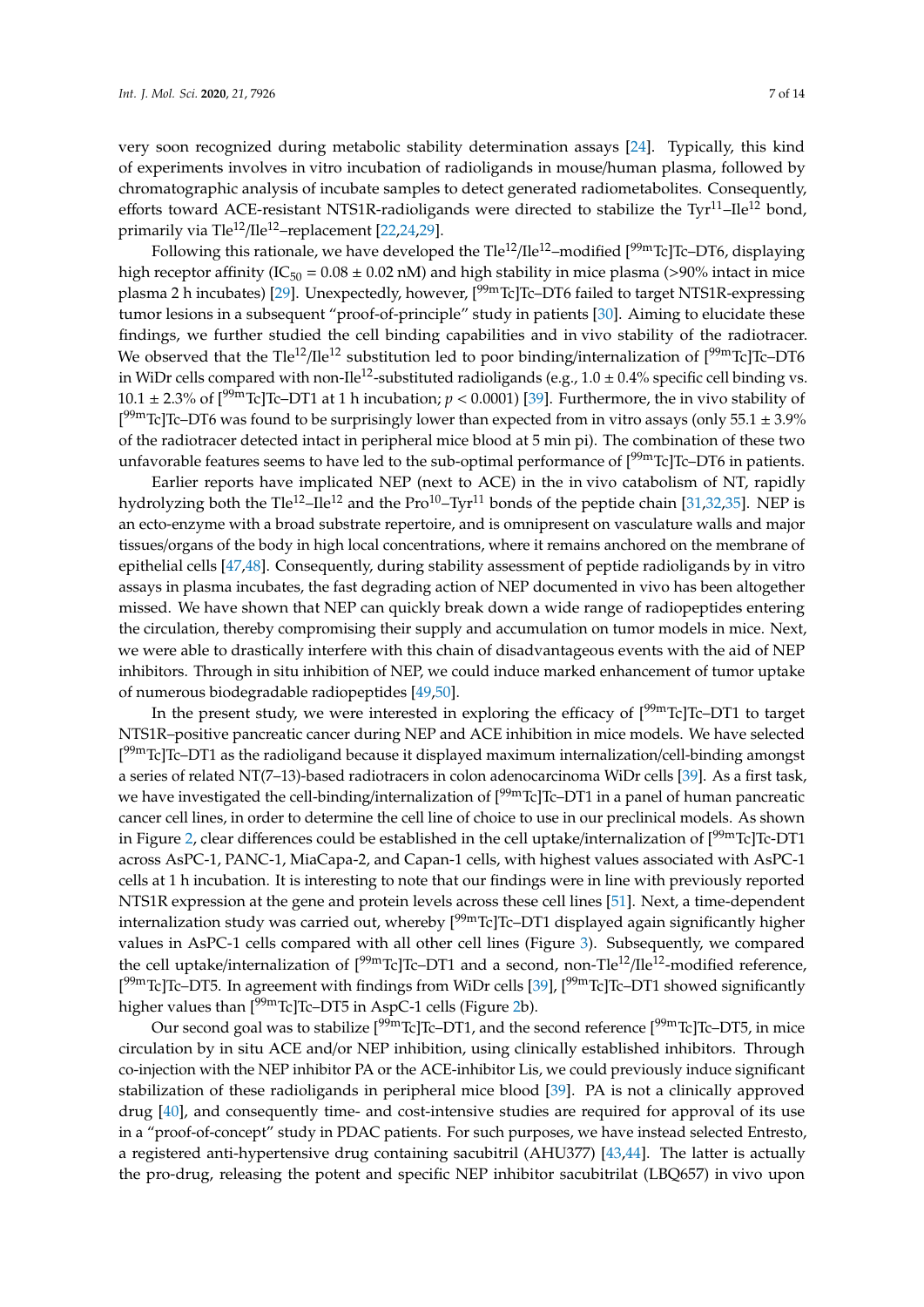very soon recognized during metabolic stability determination assays [24]. Typically, this kind of experiments involves in vitro incubation of radioligands in mouse/human plasma, followed by chromatographic analysis of incubate samples to detect generated radiometabolites. Consequently, efforts toward ACE-resistant NTS1R-radioligands were directed to stabilize the Tyr$^{11}$–Ile$^{12}$ bond, primarily via Tle$^{12}$/Ile$^{12}$–replacement [22,24,29].

Following this rationale, we have developed the Tle$^{12}$/Ile$^{12}$–modified [$^{99m}$Tc]Tc–DT6, displaying high receptor affinity ($IC_{50}$ = 0.08 ± 0.02 nM) and high stability in mice plasma (>90% intact in mice plasma 2 h incubates) [29]. Unexpectedly, however, [$^{99m}$Tc]Tc–DT6 failed to target NTS1R-expressing tumor lesions in a subsequent "proof-of-principle" study in patients [30]. Aiming to elucidate these findings, we further studied the cell binding capabilities and in vivo stability of the radiotracer. We observed that the Tle$^{12}$/Ile$^{12}$ substitution led to poor binding/internalization of [$^{99m}$Tc]Tc–DT6 in WiDr cells compared with non-Ile$^{12}$-substituted radioligands (e.g., 1.0 ± 0.4% specific cell binding vs. 10.1 ± 2.3% of [$^{99m}$Tc]Tc–DT1 at 1 h incubation; $p < 0.0001$) [39]. Furthermore, the in vivo stability of [$^{99m}$Tc]Tc–DT6 was found to be surprisingly lower than expected from in vitro assays (only 55.1 ± 3.9% of the radiotracer detected intact in peripheral mice blood at 5 min pi). The combination of these two unfavorable features seems to have led to the sub-optimal performance of [$^{99m}$Tc]Tc–DT6 in patients.

Earlier reports have implicated NEP (next to ACE) in the in vivo catabolism of NT, rapidly hydrolyzing both the Tle$^{12}$–Ile$^{12}$ and the Pro$^{10}$–Tyr$^{11}$ bonds of the peptide chain [31,32,35]. NEP is an ecto-enzyme with a broad substrate repertoire, and is omnipresent on vasculature walls and major tissues/organs of the body in high local concentrations, where it remains anchored on the membrane of epithelial cells [47,48]. Consequently, during stability assessment of peptide radioligands by in vitro assays in plasma incubates, the fast degrading action of NEP documented in vivo has been altogether missed. We have shown that NEP can quickly break down a wide range of radiopeptides entering the circulation, thereby compromising their supply and accumulation on tumor models in mice. Next, we were able to drastically interfere with this chain of disadvantageous events with the aid of NEP inhibitors. Through in situ inhibition of NEP, we could induce marked enhancement of tumor uptake of numerous biodegradable radiopeptides [49,50].

In the present study, we were interested in exploring the efficacy of [$^{99m}$Tc]Tc–DT1 to target NTS1R–positive pancreatic cancer during NEP and ACE inhibition in mice models. We have selected [$^{99m}$Tc]Tc–DT1 as the radioligand because it displayed maximum internalization/cell-binding amongst a series of related NT(7–13)-based radiotracers in colon adenocarcinoma WiDr cells [39]. As a first task, we have investigated the cell-binding/internalization of [$^{99m}$Tc]Tc–DT1 in a panel of human pancreatic cancer cell lines, in order to determine the cell line of choice to use in our preclinical models. As shown in Figure 2, clear differences could be established in the cell uptake/internalization of [$^{99m}$Tc]Tc-DT1 across AsPC-1, PANC-1, MiaCapa-2, and Capan-1 cells, with highest values associated with AsPC-1 cells at 1 h incubation. It is interesting to note that our findings were in line with previously reported NTS1R expression at the gene and protein levels across these cell lines [51]. Next, a time-dependent internalization study was carried out, whereby [$^{99m}$Tc]Tc–DT1 displayed again significantly higher values in AsPC-1 cells compared with all other cell lines (Figure 3). Subsequently, we compared the cell uptake/internalization of [$^{99m}$Tc]Tc–DT1 and a second, non-Tle$^{12}$/Ile$^{12}$-modified reference, [$^{99m}$Tc]Tc–DT5. In agreement with findings from WiDr cells [39], [$^{99m}$Tc]Tc–DT1 showed significantly higher values than [$^{99m}$Tc]Tc–DT5 in AspC-1 cells (Figure 2b).

Our second goal was to stabilize [$^{99m}$Tc]Tc–DT1, and the second reference [$^{99m}$Tc]Tc–DT5, in mice circulation by in situ ACE and/or NEP inhibition, using clinically established inhibitors. Through co-injection with the NEP inhibitor PA or the ACE-inhibitor Lis, we could previously induce significant stabilization of these radioligands in peripheral mice blood [39]. PA is not a clinically approved drug [40], and consequently time- and cost-intensive studies are required for approval of its use in a "proof-of-concept" study in PDAC patients. For such purposes, we have instead selected Entresto, a registered anti-hypertensive drug containing sacubitril (AHU377) [43,44]. The latter is actually the pro-drug, releasing the potent and specific NEP inhibitor sacubitrilat (LBQ657) in vivo upon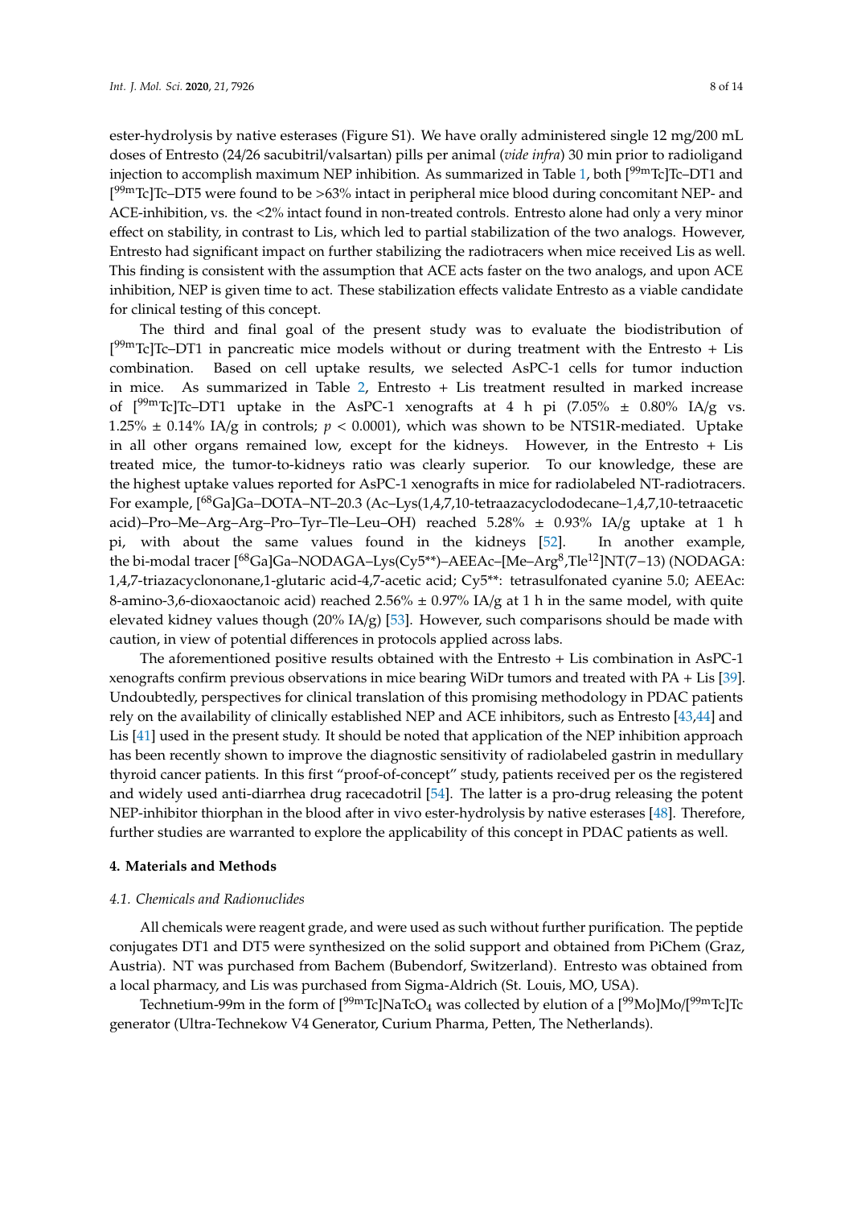ester-hydrolysis by native esterases (Figure S1). We have orally administered single 12 mg/200 mL doses of Entresto (24/26 sacubitril/valsartan) pills per animal (*vide infra*) 30 min prior to radioligand injection to accomplish maximum NEP inhibition. As summarized in Table 1, both [$^{99m}$Tc]Tc–DT1 and [$^{99m}$Tc]Tc–DT5 were found to be >63% intact in peripheral mice blood during concomitant NEP- and ACE-inhibition, vs. the <2% intact found in non-treated controls. Entresto alone had only a very minor effect on stability, in contrast to Lis, which led to partial stabilization of the two analogs. However, Entresto had significant impact on further stabilizing the radiotracers when mice received Lis as well. This finding is consistent with the assumption that ACE acts faster on the two analogs, and upon ACE inhibition, NEP is given time to act. These stabilization effects validate Entresto as a viable candidate for clinical testing of this concept.

The third and final goal of the present study was to evaluate the biodistribution of [$^{99m}$Tc]Tc–DT1 in pancreatic mice models without or during treatment with the Entresto + Lis combination. Based on cell uptake results, we selected AsPC-1 cells for tumor induction in mice. As summarized in Table 2, Entresto + Lis treatment resulted in marked increase of [$^{99m}$Tc]Tc–DT1 uptake in the AsPC-1 xenografts at 4 h pi (7.05% ± 0.80% IA/g vs. 1.25% ± 0.14% IA/g in controls; $p < 0.0001$), which was shown to be NTS1R-mediated. Uptake in all other organs remained low, except for the kidneys. However, in the Entresto + Lis treated mice, the tumor-to-kidneys ratio was clearly superior. To our knowledge, these are the highest uptake values reported for AsPC-1 xenografts in mice for radiolabeled NT-radiotracers. For example, [$^{68}$Ga]Ga–DOTA–NT–20.3 (Ac–Lys(1,4,7,10-tetraazacyclododecane–1,4,7,10-tetraacetic acid)–Pro–Me–Arg–Arg–Pro–Tyr–Tle–Leu–OH) reached 5.28% ± 0.93% IA/g uptake at 1 h pi, with about the same values found in the kidneys [52]. In another example, the bi-modal tracer [$^{68}$Ga]Ga–NODAGA–Lys(Cy5**)–AEEAc–[Me–Arg$^{8}$,Tle$^{12}$]NT(7−13) (NODAGA: 1,4,7-triazacyclononane,1-glutaric acid-4,7-acetic acid; Cy5**: tetrasulfonated cyanine 5.0; AEEAc: 8-amino-3,6-dioxaoctanoic acid) reached 2.56% ± 0.97% IA/g at 1 h in the same model, with quite elevated kidney values though (20% IA/g) [53]. However, such comparisons should be made with caution, in view of potential differences in protocols applied across labs.

The aforementioned positive results obtained with the Entresto + Lis combination in AsPC-1 xenografts confirm previous observations in mice bearing WiDr tumors and treated with PA + Lis [39]. Undoubtedly, perspectives for clinical translation of this promising methodology in PDAC patients rely on the availability of clinically established NEP and ACE inhibitors, such as Entresto [43,44] and Lis [41] used in the present study. It should be noted that application of the NEP inhibition approach has been recently shown to improve the diagnostic sensitivity of radiolabeled gastrin in medullary thyroid cancer patients. In this first "proof-of-concept" study, patients received per os the registered and widely used anti-diarrhea drug racecadotril [54]. The latter is a pro-drug releasing the potent NEP-inhibitor thiorphan in the blood after in vivo ester-hydrolysis by native esterases [48]. Therefore, further studies are warranted to explore the applicability of this concept in PDAC patients as well.

## 4. Materials and Methods

### *4.1. Chemicals and Radionuclides*

All chemicals were reagent grade, and were used as such without further purification. The peptide conjugates DT1 and DT5 were synthesized on the solid support and obtained from PiChem (Graz, Austria). NT was purchased from Bachem (Bubendorf, Switzerland). Entresto was obtained from a local pharmacy, and Lis was purchased from Sigma-Aldrich (St. Louis, MO, USA).

Technetium-99m in the form of [$^{99m}$Tc]$NaTcO_4$ was collected by elution of a [$^{99}$Mo]Mo/[$^{99m}$Tc]Tc generator (Ultra-Technekow V4 Generator, Curium Pharma, Petten, The Netherlands).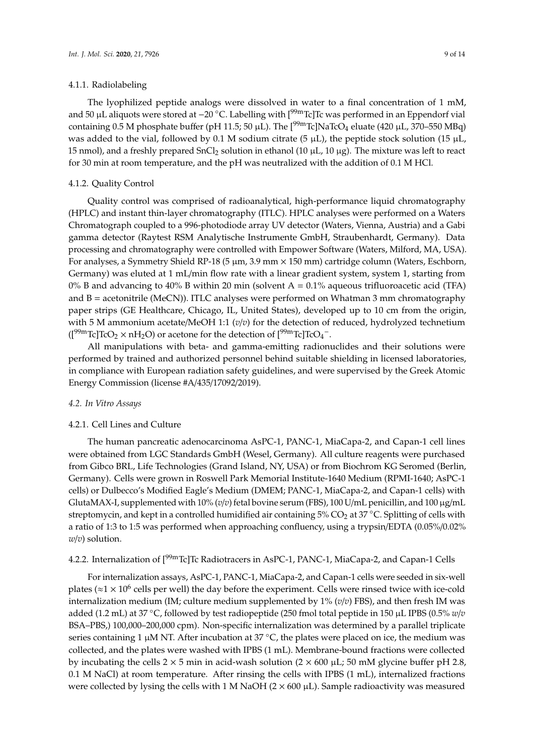#### 4.1.1. Radiolabeling

The lyophilized peptide analogs were dissolved in water to a final concentration of 1 mM, and 50 μL aliquots were stored at −20 °C. Labelling with [$^{99m}$Tc]Tc was performed in an Eppendorf vial containing 0.5 M phosphate buffer (pH 11.5; 50 μL). The [$^{99m}$Tc]NaTcO$_4$ eluate (420 μL, 370–550 MBq) was added to the vial, followed by 0.1 M sodium citrate (5 μL), the peptide stock solution (15 μL, 15 nmol), and a freshly prepared $SnCl_2$ solution in ethanol (10 μL, 10 μg). The mixture was left to react for 30 min at room temperature, and the pH was neutralized with the addition of 0.1 M HCl.

#### 4.1.2. Quality Control

Quality control was comprised of radioanalytical, high-performance liquid chromatography (HPLC) and instant thin-layer chromatography (ITLC). HPLC analyses were performed on a Waters Chromatograph coupled to a 996-photodiode array UV detector (Waters, Vienna, Austria) and a Gabi gamma detector (Raytest RSM Analytische Instrumente GmbH, Straubenhardt, Germany). Data processing and chromatography were controlled with Empower Software (Waters, Milford, MA, USA). For analyses, a Symmetry Shield RP-18 (5 μm, 3.9 mm × 150 mm) cartridge column (Waters, Eschborn, Germany) was eluted at 1 mL/min flow rate with a linear gradient system, system 1, starting from 0% B and advancing to 40% B within 20 min (solvent A = 0.1% aqueous trifluoroacetic acid (TFA) and B = acetonitrile (MeCN)). ITLC analyses were performed on Whatman 3 mm chromatography paper strips (GE Healthcare, Chicago, IL, United States), developed up to 10 cm from the origin, with 5 M ammonium acetate/MeOH 1:1 (*v*/*v*) for the detection of reduced, hydrolyzed technetium ([$^{99m}$Tc]TcO$_2$ × nH$_2$O) or acetone for the detection of [$^{99m}$Tc]TcO$_4^-$.

All manipulations with beta- and gamma-emitting radionuclides and their solutions were performed by trained and authorized personnel behind suitable shielding in licensed laboratories, in compliance with European radiation safety guidelines, and were supervised by the Greek Atomic Energy Commission (license #A/435/17092/2019).

### *4.2. In Vitro Assays*

#### 4.2.1. Cell Lines and Culture

The human pancreatic adenocarcinoma AsPC-1, PANC-1, MiaCapa-2, and Capan-1 cell lines were obtained from LGC Standards GmbH (Wesel, Germany). All culture reagents were purchased from Gibco BRL, Life Technologies (Grand Island, NY, USA) or from Biochrom KG Seromed (Berlin, Germany). Cells were grown in Roswell Park Memorial Institute-1640 Medium (RPMI-1640; AsPC-1 cells) or Dulbecco's Modified Eagle's Medium (DMEM; PANC-1, MiaCapa-2, and Capan-1 cells) with GlutaMAX-I, supplemented with 10% (*v*/*v*) fetal bovine serum (FBS), 100 U/mL penicillin, and 100 μg/mL streptomycin, and kept in a controlled humidified air containing 5% $CO_2$ at 37 °C. Splitting of cells with a ratio of 1:3 to 1:5 was performed when approaching confluency, using a trypsin/EDTA (0.05%/0.02% *w*/*v*) solution.

#### 4.2.2. Internalization of [$^{99m}$Tc]Tc Radiotracers in AsPC-1, PANC-1, MiaCapa-2, and Capan-1 Cells

For internalization assays, AsPC-1, PANC-1, MiaCapa-2, and Capan-1 cells were seeded in six-well plates (≈$1 \times 10^6$ cells per well) the day before the experiment. Cells were rinsed twice with ice-cold internalization medium (IM; culture medium supplemented by 1% (*v*/*v*) FBS), and then fresh IM was added (1.2 mL) at 37 °C, followed by test radiopeptide (250 fmol total peptide in 150 μL IPBS (0.5% *w*/*v* BSA–PBS,) 100,000–200,000 cpm). Non-specific internalization was determined by a parallel triplicate series containing 1 μM NT. After incubation at 37 °C, the plates were placed on ice, the medium was collected, and the plates were washed with IPBS (1 mL). Membrane-bound fractions were collected by incubating the cells 2 × 5 min in acid-wash solution (2 × 600 μL; 50 mM glycine buffer pH 2.8, 0.1 M NaCl) at room temperature. After rinsing the cells with IPBS (1 mL), internalized fractions were collected by lysing the cells with 1 M NaOH (2 × 600 μL). Sample radioactivity was measured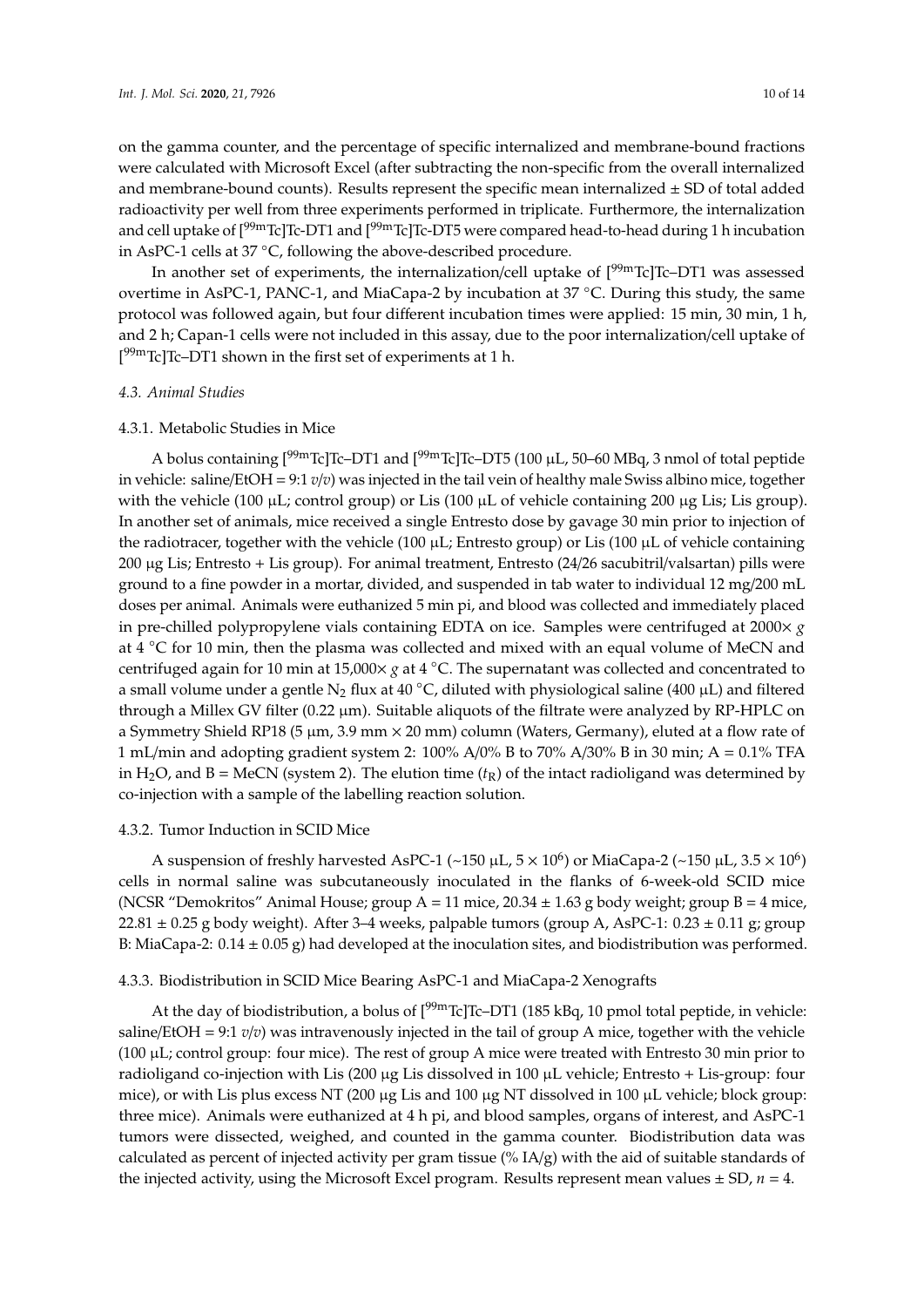on the gamma counter, and the percentage of specific internalized and membrane-bound fractions were calculated with Microsoft Excel (after subtracting the non-specific from the overall internalized and membrane-bound counts). Results represent the specific mean internalized ± SD of total added radioactivity per well from three experiments performed in triplicate. Furthermore, the internalization and cell uptake of [$^{99m}$Tc]Tc-DT1 and [$^{99m}$Tc]Tc-DT5 were compared head-to-head during 1 h incubation in AsPC-1 cells at 37 °C, following the above-described procedure.

In another set of experiments, the internalization/cell uptake of [$^{99m}$Tc]Tc–DT1 was assessed overtime in AsPC-1, PANC-1, and MiaCapa-2 by incubation at 37 °C. During this study, the same protocol was followed again, but four different incubation times were applied: 15 min, 30 min, 1 h, and 2 h; Capan-1 cells were not included in this assay, due to the poor internalization/cell uptake of [$^{99m}$Tc]Tc–DT1 shown in the first set of experiments at 1 h.

### 4.3. Animal Studies

#### 4.3.1. Metabolic Studies in Mice

A bolus containing [$^{99m}$Tc]Tc–DT1 and [$^{99m}$Tc]Tc–DT5 (100 µL, 50–60 MBq, 3 nmol of total peptide in vehicle: saline/EtOH = 9:1 *v/v*) was injected in the tail vein of healthy male Swiss albino mice, together with the vehicle (100 µL; control group) or Lis (100 µL of vehicle containing 200 µg Lis; Lis group). In another set of animals, mice received a single Entresto dose by gavage 30 min prior to injection of the radiotracer, together with the vehicle (100 µL; Entresto group) or Lis (100 µL of vehicle containing 200 µg Lis; Entresto + Lis group). For animal treatment, Entresto (24/26 sacubitril/valsartan) pills were ground to a fine powder in a mortar, divided, and suspended in tab water to individual 12 mg/200 mL doses per animal. Animals were euthanized 5 min pi, and blood was collected and immediately placed in pre-chilled polypropylene vials containing EDTA on ice. Samples were centrifuged at 2000× *g* at 4 °C for 10 min, then the plasma was collected and mixed with an equal volume of MeCN and centrifuged again for 10 min at 15,000× *g* at 4 °C. The supernatant was collected and concentrated to a small volume under a gentle $N_2$ flux at 40 °C, diluted with physiological saline (400 µL) and filtered through a Millex GV filter (0.22 µm). Suitable aliquots of the filtrate were analyzed by RP-HPLC on a Symmetry Shield RP18 (5 µm, 3.9 mm × 20 mm) column (Waters, Germany), eluted at a flow rate of 1 mL/min and adopting gradient system 2: 100% A/0% B to 70% A/30% B in 30 min; A = 0.1% TFA in $H_2O$, and B = MeCN (system 2). The elution time ($t_R$) of the intact radioligand was determined by co-injection with a sample of the labelling reaction solution.

#### 4.3.2. Tumor Induction in SCID Mice

A suspension of freshly harvested AsPC-1 (~150 µL, $5 \times 10^6$) or MiaCapa-2 (~150 µL, $3.5 \times 10^6$) cells in normal saline was subcutaneously inoculated in the flanks of 6-week-old SCID mice (NCSR "Demokritos" Animal House; group A = 11 mice, 20.34 ± 1.63 g body weight; group B = 4 mice, 22.81 ± 0.25 g body weight). After 3–4 weeks, palpable tumors (group A, AsPC-1: 0.23 ± 0.11 g; group B: MiaCapa-2: 0.14 ± 0.05 g) had developed at the inoculation sites, and biodistribution was performed.

#### 4.3.3. Biodistribution in SCID Mice Bearing AsPC-1 and MiaCapa-2 Xenografts

At the day of biodistribution, a bolus of [$^{99m}$Tc]Tc–DT1 (185 kBq, 10 pmol total peptide, in vehicle: saline/EtOH = 9:1 *v/v*) was intravenously injected in the tail of group A mice, together with the vehicle (100 µL; control group: four mice). The rest of group A mice were treated with Entresto 30 min prior to radioligand co-injection with Lis (200 µg Lis dissolved in 100 µL vehicle; Entresto + Lis-group: four mice), or with Lis plus excess NT (200 µg Lis and 100 µg NT dissolved in 100 µL vehicle; block group: three mice). Animals were euthanized at 4 h pi, and blood samples, organs of interest, and AsPC-1 tumors were dissected, weighed, and counted in the gamma counter. Biodistribution data was calculated as percent of injected activity per gram tissue (% IA/g) with the aid of suitable standards of the injected activity, using the Microsoft Excel program. Results represent mean values ± SD, *n* = 4.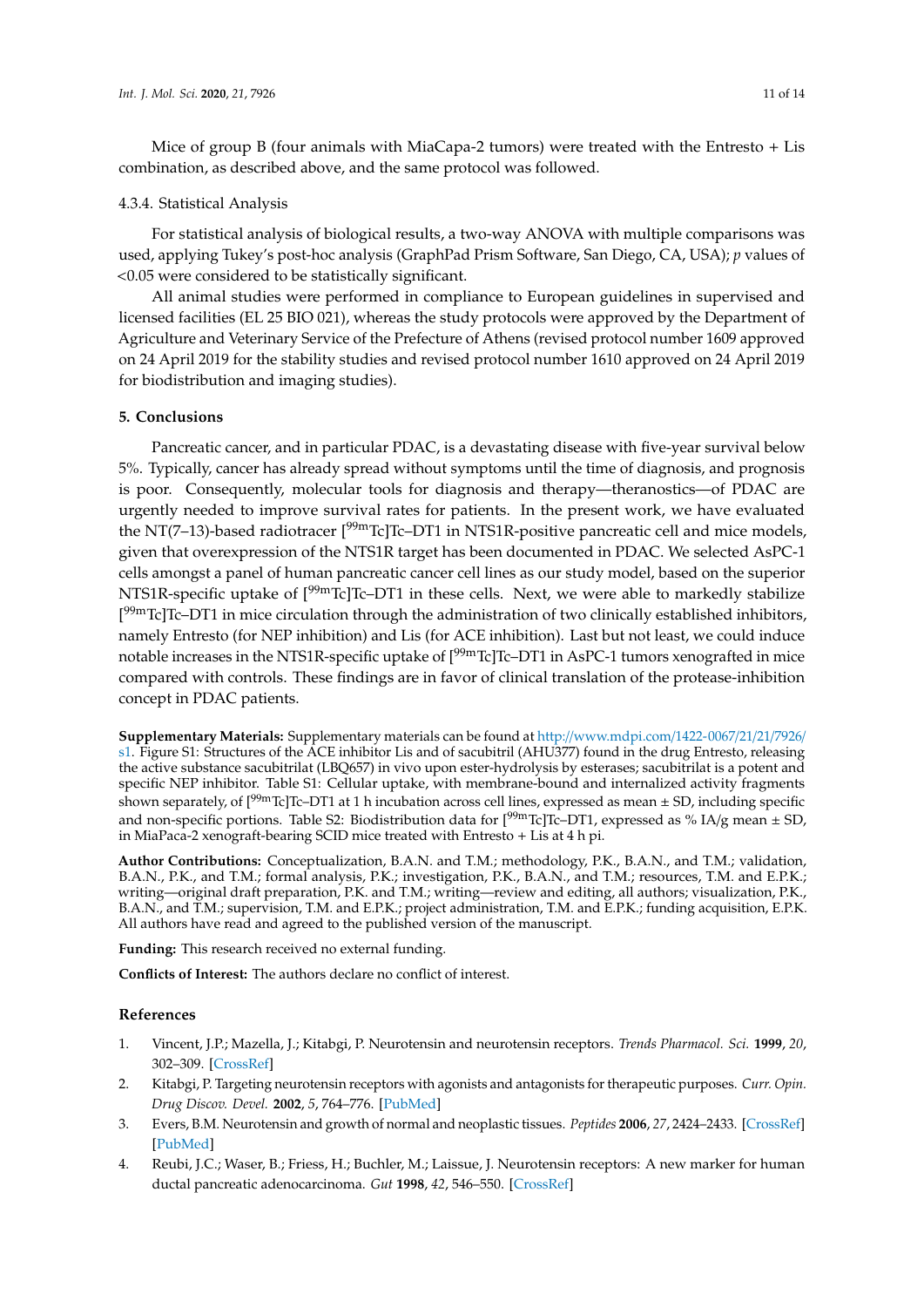Mice of group B (four animals with MiaCapa-2 tumors) were treated with the Entresto + Lis combination, as described above, and the same protocol was followed.

#### 4.3.4. Statistical Analysis

For statistical analysis of biological results, a two-way ANOVA with multiple comparisons was used, applying Tukey's post-hoc analysis (GraphPad Prism Software, San Diego, CA, USA); *p* values of <0.05 were considered to be statistically significant.

All animal studies were performed in compliance to European guidelines in supervised and licensed facilities (EL 25 BIO 021), whereas the study protocols were approved by the Department of Agriculture and Veterinary Service of the Prefecture of Athens (revised protocol number 1609 approved on 24 April 2019 for the stability studies and revised protocol number 1610 approved on 24 April 2019 for biodistribution and imaging studies).

## 5. Conclusions

Pancreatic cancer, and in particular PDAC, is a devastating disease with five-year survival below 5%. Typically, cancer has already spread without symptoms until the time of diagnosis, and prognosis is poor. Consequently, molecular tools for diagnosis and therapy—theranostics—of PDAC are urgently needed to improve survival rates for patients. In the present work, we have evaluated the NT(7–13)-based radiotracer [$^{99m}$Tc]Tc–DT1 in NTS1R-positive pancreatic cell and mice models, given that overexpression of the NTS1R target has been documented in PDAC. We selected AsPC-1 cells amongst a panel of human pancreatic cancer cell lines as our study model, based on the superior NTS1R-specific uptake of [$^{99m}$Tc]Tc–DT1 in these cells. Next, we were able to markedly stabilize [$^{99m}$Tc]Tc–DT1 in mice circulation through the administration of two clinically established inhibitors, namely Entresto (for NEP inhibition) and Lis (for ACE inhibition). Last but not least, we could induce notable increases in the NTS1R-specific uptake of [$^{99m}$Tc]Tc–DT1 in AsPC-1 tumors xenografted in mice compared with controls. These findings are in favor of clinical translation of the protease-inhibition concept in PDAC patients.

**Supplementary Materials:** Supplementary materials can be found at http://www.mdpi.com/1422-0067/21/21/7926/s1. Figure S1: Structures of the ACE inhibitor Lis and of sacubitril (AHU377) found in the drug Entresto, releasing the active substance sacubitrilat (LBQ657) in vivo upon ester-hydrolysis by esterases; sacubitrilat is a potent and specific NEP inhibitor. Table S1: Cellular uptake, with membrane-bound and internalized activity fragments shown separately, of [$^{99m}$Tc]Tc–DT1 at 1 h incubation across cell lines, expressed as mean ± SD, including specific and non-specific portions. Table S2: Biodistribution data for [$^{99m}$Tc]Tc–DT1, expressed as % IA/g mean ± SD, in MiaPaca-2 xenograft-bearing SCID mice treated with Entresto + Lis at 4 h pi.

**Author Contributions:** Conceptualization, B.A.N. and T.M.; methodology, P.K., B.A.N., and T.M.; validation, B.A.N., P.K., and T.M.; formal analysis, P.K.; investigation, P.K., B.A.N., and T.M.; resources, T.M. and E.P.K.; writing—original draft preparation, P.K. and T.M.; writing—review and editing, all authors; visualization, P.K., B.A.N., and T.M.; supervision, T.M. and E.P.K.; project administration, T.M. and E.P.K.; funding acquisition, E.P.K. All authors have read and agreed to the published version of the manuscript.

**Funding:** This research received no external funding.

**Conflicts of Interest:** The authors declare no conflict of interest.

## References

1. Vincent, J.P.; Mazella, J.; Kitabgi, P. Neurotensin and neurotensin receptors. *Trends Pharmacol. Sci.* **1999**, *20*, 302–309. [CrossRef]
2. Kitabgi, P. Targeting neurotensin receptors with agonists and antagonists for therapeutic purposes. *Curr. Opin. Drug Discov. Devel.* **2002**, *5*, 764–776. [PubMed]
3. Evers, B.M. Neurotensin and growth of normal and neoplastic tissues. *Peptides* **2006**, *27*, 2424–2433. [CrossRef] [PubMed]
4. Reubi, J.C.; Waser, B.; Friess, H.; Buchler, M.; Laissue, J. Neurotensin receptors: A new marker for human ductal pancreatic adenocarcinoma. *Gut* **1998**, *42*, 546–550. [CrossRef]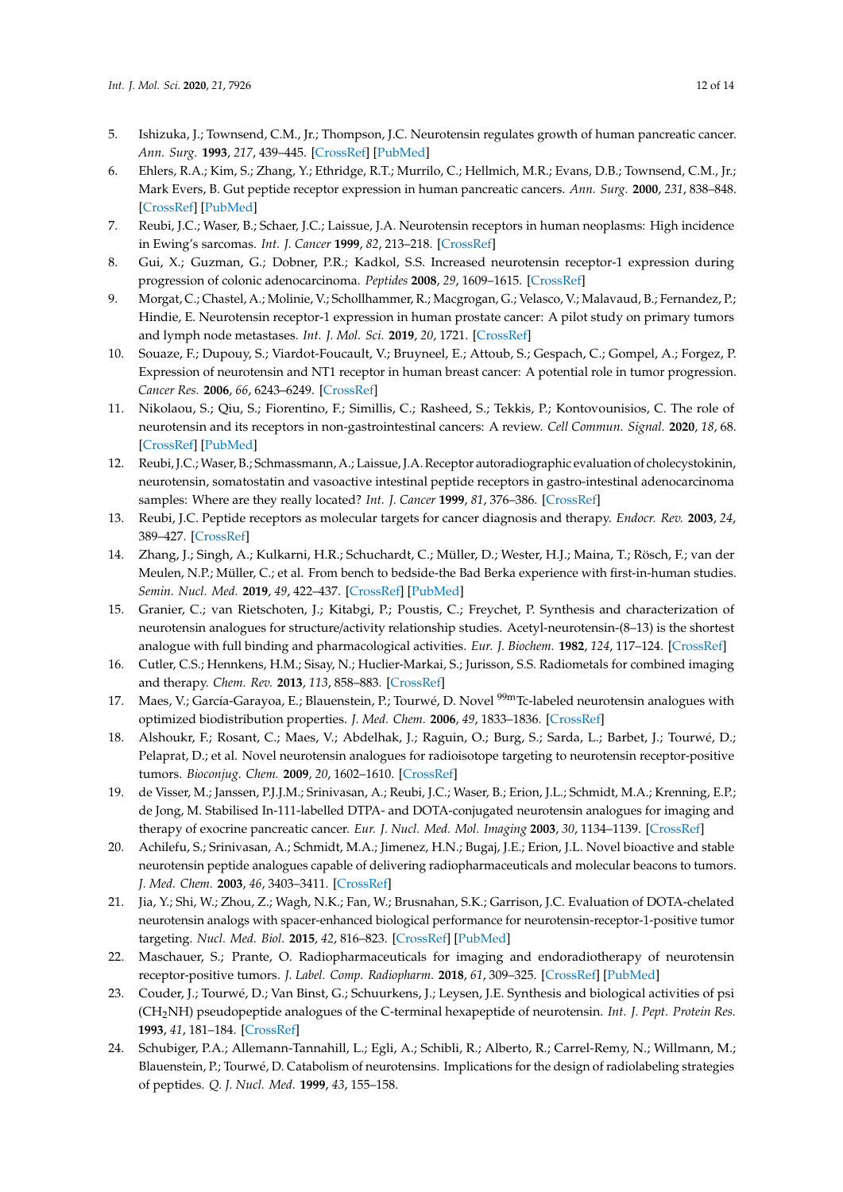5. Ishizuka, J.; Townsend, C.M., Jr.; Thompson, J.C. Neurotensin regulates growth of human pancreatic cancer. *Ann. Surg.* **1993**, *217*, 439–445. [CrossRef] [PubMed]
6. Ehlers, R.A.; Kim, S.; Zhang, Y.; Ethridge, R.T.; Murrilo, C.; Hellmich, M.R.; Evans, D.B.; Townsend, C.M., Jr.; Mark Evers, B. Gut peptide receptor expression in human pancreatic cancers. *Ann. Surg.* **2000**, *231*, 838–848. [CrossRef] [PubMed]
7. Reubi, J.C.; Waser, B.; Schaer, J.C.; Laissue, J.A. Neurotensin receptors in human neoplasms: High incidence in Ewing's sarcomas. *Int. J. Cancer* **1999**, *82*, 213–218. [CrossRef]
8. Gui, X.; Guzman, G.; Dobner, P.R.; Kadkol, S.S. Increased neurotensin receptor-1 expression during progression of colonic adenocarcinoma. *Peptides* **2008**, *29*, 1609–1615. [CrossRef]
9. Morgat, C.; Chastel, A.; Molinie, V.; Schollhammer, R.; Macgrogan, G.; Velasco, V.; Malavaud, B.; Fernandez, P.; Hindie, E. Neurotensin receptor-1 expression in human prostate cancer: A pilot study on primary tumors and lymph node metastases. *Int. J. Mol. Sci.* **2019**, *20*, 1721. [CrossRef]
10. Souaze, F.; Dupouy, S.; Viardot-Foucault, V.; Bruyneel, E.; Attoub, S.; Gespach, C.; Gompel, A.; Forgez, P. Expression of neurotensin and NT1 receptor in human breast cancer: A potential role in tumor progression. *Cancer Res.* **2006**, *66*, 6243–6249. [CrossRef]
11. Nikolaou, S.; Qiu, S.; Fiorentino, F.; Simillis, C.; Rasheed, S.; Tekkis, P.; Kontovounisios, C. The role of neurotensin and its receptors in non-gastrointestinal cancers: A review. *Cell Commun. Signal.* **2020**, *18*, 68. [CrossRef] [PubMed]
12. Reubi, J.C.; Waser, B.; Schmassmann, A.; Laissue, J.A. Receptor autoradiographic evaluation of cholecystokinin, neurotensin, somatostatin and vasoactive intestinal peptide receptors in gastro-intestinal adenocarcinoma samples: Where are they really located? *Int. J. Cancer* **1999**, *81*, 376–386. [CrossRef]
13. Reubi, J.C. Peptide receptors as molecular targets for cancer diagnosis and therapy. *Endocr. Rev.* **2003**, *24*, 389–427. [CrossRef]
14. Zhang, J.; Singh, A.; Kulkarni, H.R.; Schuchardt, C.; Müller, D.; Wester, H.J.; Maina, T.; Rösch, F.; van der Meulen, N.P.; Müller, C.; et al. From bench to bedside-the Bad Berka experience with first-in-human studies. *Semin. Nucl. Med.* **2019**, *49*, 422–437. [CrossRef] [PubMed]
15. Granier, C.; van Rietschoten, J.; Kitabgi, P.; Poustis, C.; Freychet, P. Synthesis and characterization of neurotensin analogues for structure/activity relationship studies. Acetyl-neurotensin-(8–13) is the shortest analogue with full binding and pharmacological activities. *Eur. J. Biochem.* **1982**, *124*, 117–124. [CrossRef]
16. Cutler, C.S.; Hennkens, H.M.; Sisay, N.; Huclier-Markai, S.; Jurisson, S.S. Radiometals for combined imaging and therapy. *Chem. Rev.* **2013**, *113*, 858–883. [CrossRef]
17. Maes, V.; García-Garayoa, E.; Blauenstein, P.; Tourwé, D. Novel $^{99m}$Tc-labeled neurotensin analogues with optimized biodistribution properties. *J. Med. Chem.* **2006**, *49*, 1833–1836. [CrossRef]
18. Alshoukr, F.; Rosant, C.; Maes, V.; Abdelhak, J.; Raguin, O.; Burg, S.; Sarda, L.; Barbet, J.; Tourwé, D.; Pelaprat, D.; et al. Novel neurotensin analogues for radioisotope targeting to neurotensin receptor-positive tumors. *Bioconjug. Chem.* **2009**, *20*, 1602–1610. [CrossRef]
19. de Visser, M.; Janssen, P.J.J.M.; Srinivasan, A.; Reubi, J.C.; Waser, B.; Erion, J.L.; Schmidt, M.A.; Krenning, E.P.; de Jong, M. Stabilised In-111-labelled DTPA- and DOTA-conjugated neurotensin analogues for imaging and therapy of exocrine pancreatic cancer. *Eur. J. Nucl. Med. Mol. Imaging* **2003**, *30*, 1134–1139. [CrossRef]
20. Achilefu, S.; Srinivasan, A.; Schmidt, M.A.; Jimenez, H.N.; Bugaj, J.E.; Erion, J.L. Novel bioactive and stable neurotensin peptide analogues capable of delivering radiopharmaceuticals and molecular beacons to tumors. *J. Med. Chem.* **2003**, *46*, 3403–3411. [CrossRef]
21. Jia, Y.; Shi, W.; Zhou, Z.; Wagh, N.K.; Fan, W.; Brusnahan, S.K.; Garrison, J.C. Evaluation of DOTA-chelated neurotensin analogs with spacer-enhanced biological performance for neurotensin-receptor-1-positive tumor targeting. *Nucl. Med. Biol.* **2015**, *42*, 816–823. [CrossRef] [PubMed]
22. Maschauer, S.; Prante, O. Radiopharmaceuticals for imaging and endoradiotherapy of neurotensin receptor-positive tumors. *J. Label. Comp. Radiopharm.* **2018**, *61*, 309–325. [CrossRef] [PubMed]
23. Couder, J.; Tourwé, D.; Van Binst, G.; Schuurkens, J.; Leysen, J.E. Synthesis and biological activities of psi ($CH_2NH$) pseudopeptide analogues of the C-terminal hexapeptide of neurotensin. *Int. J. Pept. Protein Res.* **1993**, *41*, 181–184. [CrossRef]
24. Schubiger, P.A.; Allemann-Tannahill, L.; Egli, A.; Schibli, R.; Alberto, R.; Carrel-Remy, N.; Willmann, M.; Blauenstein, P.; Tourwé, D. Catabolism of neurotensins. Implications for the design of radiolabeling strategies of peptides. *Q. J. Nucl. Med.* **1999**, *43*, 155–158.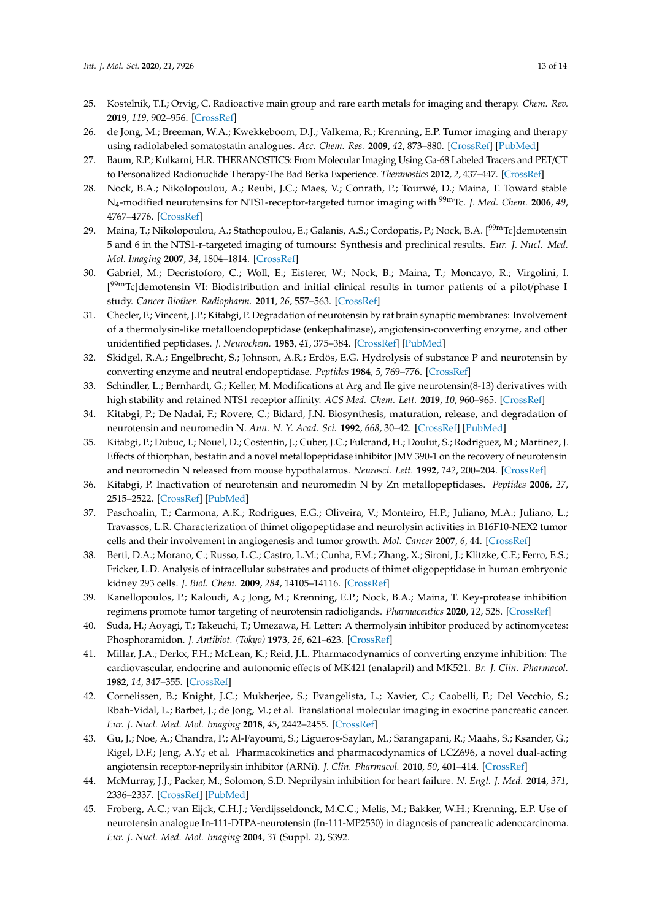25. Kostelnik, T.I.; Orvig, C. Radioactive main group and rare earth metals for imaging and therapy. *Chem. Rev.* **2019**, *119*, 902–956. [CrossRef]
26. de Jong, M.; Breeman, W.A.; Kwekkeboom, D.J.; Valkema, R.; Krenning, E.P. Tumor imaging and therapy using radiolabeled somatostatin analogues. *Acc. Chem. Res.* **2009**, *42*, 873–880. [CrossRef] [PubMed]
27. Baum, R.P.; Kulkarni, H.R. THERANOSTICS: From Molecular Imaging Using Ga-68 Labeled Tracers and PET/CT to Personalized Radionuclide Therapy-The Bad Berka Experience. *Theranostics* **2012**, *2*, 437–447. [CrossRef]
28. Nock, B.A.; Nikolopoulou, A.; Reubi, J.C.; Maes, V.; Conrath, P.; Tourwé, D.; Maina, T. Toward stable $N_4$-modified neurotensins for NTS1-receptor-targeted tumor imaging with $^{99m}$Tc. *J. Med. Chem.* **2006**, *49*, 4767–4776. [CrossRef]
29. Maina, T.; Nikolopoulou, A.; Stathopoulou, E.; Galanis, A.S.; Cordopatis, P.; Nock, B.A. [$^{99m}$Tc]demotensin 5 and 6 in the NTS1-r-targeted imaging of tumours: Synthesis and preclinical results. *Eur. J. Nucl. Med. Mol. Imaging* **2007**, *34*, 1804–1814. [CrossRef]
30. Gabriel, M.; Decristoforo, C.; Woll, E.; Eisterer, W.; Nock, B.; Maina, T.; Moncayo, R.; Virgolini, I. [$^{99m}$Tc]demotensin VI: Biodistribution and initial clinical results in tumor patients of a pilot/phase I study. *Cancer Biother. Radiopharm.* **2011**, *26*, 557–563. [CrossRef]
31. Checler, F.; Vincent, J.P.; Kitabgi, P. Degradation of neurotensin by rat brain synaptic membranes: Involvement of a thermolysin-like metalloendopeptidase (enkephalinase), angiotensin-converting enzyme, and other unidentified peptidases. *J. Neurochem.* **1983**, *41*, 375–384. [CrossRef] [PubMed]
32. Skidgel, R.A.; Engelbrecht, S.; Johnson, A.R.; Erdös, E.G. Hydrolysis of substance P and neurotensin by converting enzyme and neutral endopeptidase. *Peptides* **1984**, *5*, 769–776. [CrossRef]
33. Schindler, L.; Bernhardt, G.; Keller, M. Modifications at Arg and Ile give neurotensin(8-13) derivatives with high stability and retained NTS1 receptor affinity. *ACS Med. Chem. Lett.* **2019**, *10*, 960–965. [CrossRef]
34. Kitabgi, P.; De Nadai, F.; Rovere, C.; Bidard, J.N. Biosynthesis, maturation, release, and degradation of neurotensin and neuromedin N. *Ann. N. Y. Acad. Sci.* **1992**, *668*, 30–42. [CrossRef] [PubMed]
35. Kitabgi, P.; Dubuc, I.; Nouel, D.; Costentin, J.; Cuber, J.C.; Fulcrand, H.; Doulut, S.; Rodriguez, M.; Martinez, J. Effects of thiorphan, bestatin and a novel metallopeptidase inhibitor JMV 390-1 on the recovery of neurotensin and neuromedin N released from mouse hypothalamus. *Neurosci. Lett.* **1992**, *142*, 200–204. [CrossRef]
36. Kitabgi, P. Inactivation of neurotensin and neuromedin N by Zn metallopeptidases. *Peptides* **2006**, *27*, 2515–2522. [CrossRef] [PubMed]
37. Paschoalin, T.; Carmona, A.K.; Rodrigues, E.G.; Oliveira, V.; Monteiro, H.P.; Juliano, M.A.; Juliano, L.; Travassos, L.R. Characterization of thimet oligopeptidase and neurolysin activities in B16F10-NEX2 tumor cells and their involvement in angiogenesis and tumor growth. *Mol. Cancer* **2007**, *6*, 44. [CrossRef]
38. Berti, D.A.; Morano, C.; Russo, L.C.; Castro, L.M.; Cunha, F.M.; Zhang, X.; Sironi, J.; Klitzke, C.F.; Ferro, E.S.; Fricker, L.D. Analysis of intracellular substrates and products of thimet oligopeptidase in human embryonic kidney 293 cells. *J. Biol. Chem.* **2009**, *284*, 14105–14116. [CrossRef]
39. Kanellopoulos, P.; Kaloudi, A.; Jong, M.; Krenning, E.P.; Nock, B.A.; Maina, T. Key-protease inhibition regimens promote tumor targeting of neurotensin radioligands. *Pharmaceutics* **2020**, *12*, 528. [CrossRef]
40. Suda, H.; Aoyagi, T.; Takeuchi, T.; Umezawa, H. Letter: A thermolysin inhibitor produced by actinomycetes: Phosphoramidon. *J. Antibiot. (Tokyo)* **1973**, *26*, 621–623. [CrossRef]
41. Millar, J.A.; Derkx, F.H.; McLean, K.; Reid, J.L. Pharmacodynamics of converting enzyme inhibition: The cardiovascular, endocrine and autonomic effects of MK421 (enalapril) and MK521. *Br. J. Clin. Pharmacol.* **1982**, *14*, 347–355. [CrossRef]
42. Cornelissen, B.; Knight, J.C.; Mukherjee, S.; Evangelista, L.; Xavier, C.; Caobelli, F.; Del Vecchio, S.; Rbah-Vidal, L.; Barbet, J.; de Jong, M.; et al. Translational molecular imaging in exocrine pancreatic cancer. *Eur. J. Nucl. Med. Mol. Imaging* **2018**, *45*, 2442–2455. [CrossRef]
43. Gu, J.; Noe, A.; Chandra, P.; Al-Fayoumi, S.; Ligueros-Saylan, M.; Sarangapani, R.; Maahs, S.; Ksander, G.; Rigel, D.F.; Jeng, A.Y.; et al. Pharmacokinetics and pharmacodynamics of LCZ696, a novel dual-acting angiotensin receptor-neprilysin inhibitor (ARNi). *J. Clin. Pharmacol.* **2010**, *50*, 401–414. [CrossRef]
44. McMurray, J.J.; Packer, M.; Solomon, S.D. Neprilysin inhibition for heart failure. *N. Engl. J. Med.* **2014**, *371*, 2336–2337. [CrossRef] [PubMed]
45. Froberg, A.C.; van Eijck, C.H.J.; Verdijsseldonck, M.C.C.; Melis, M.; Bakker, W.H.; Krenning, E.P. Use of neurotensin analogue In-111-DTPA-neurotensin (In-111-MP2530) in diagnosis of pancreatic adenocarcinoma. *Eur. J. Nucl. Med. Mol. Imaging* **2004**, *31* (Suppl. 2), S392.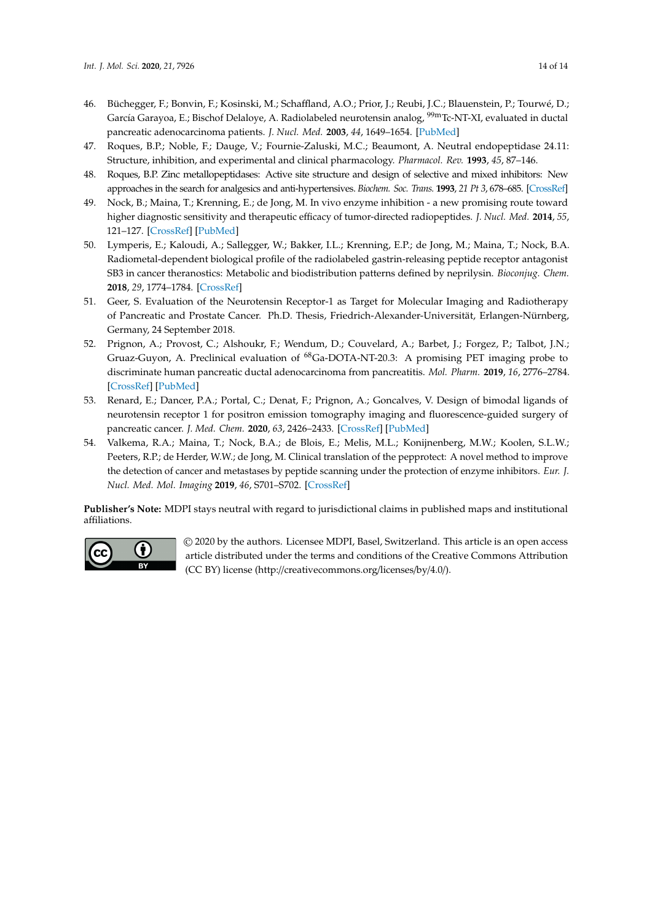46. Büchegger, F.; Bonvin, F.; Kosinski, M.; Schaffland, A.O.; Prior, J.; Reubi, J.C.; Blauenstein, P.; Tourwé, D.; García Garayoa, E.; Bischof Delaloye, A. Radiolabeled neurotensin analog, $^{99m}$Tc-NT-XI, evaluated in ductal pancreatic adenocarcinoma patients. *J. Nucl. Med.* **2003**, *44*, 1649–1654. [PubMed]
47. Roques, B.P.; Noble, F.; Dauge, V.; Fournie-Zaluski, M.C.; Beaumont, A. Neutral endopeptidase 24.11: Structure, inhibition, and experimental and clinical pharmacology. *Pharmacol. Rev.* **1993**, *45*, 87–146.
48. Roques, B.P. Zinc metallopeptidases: Active site structure and design of selective and mixed inhibitors: New approaches in the search for analgesics and anti-hypertensives. *Biochem. Soc. Trans.* **1993**, *21 Pt 3*, 678–685. [CrossRef]
49. Nock, B.; Maina, T.; Krenning, E.; de Jong, M. In vivo enzyme inhibition - a new promising route toward higher diagnostic sensitivity and therapeutic efficacy of tumor-directed radiopeptides. *J. Nucl. Med.* **2014**, *55*, 121–127. [CrossRef] [PubMed]
50. Lymperis, E.; Kaloudi, A.; Sallegger, W.; Bakker, I.L.; Krenning, E.P.; de Jong, M.; Maina, T.; Nock, B.A. Radiometal-dependent biological profile of the radiolabeled gastrin-releasing peptide receptor antagonist SB3 in cancer theranostics: Metabolic and biodistribution patterns defined by neprilysin. *Bioconjug. Chem.* **2018**, *29*, 1774–1784. [CrossRef]
51. Geer, S. Evaluation of the Neurotensin Receptor-1 as Target for Molecular Imaging and Radiotherapy of Pancreatic and Prostate Cancer. Ph.D. Thesis, Friedrich-Alexander-Universität, Erlangen-Nürnberg, Germany, 24 September 2018.
52. Prignon, A.; Provost, C.; Alshoukr, F.; Wendum, D.; Couvelard, A.; Barbet, J.; Forgez, P.; Talbot, J.N.; Gruaz-Guyon, A. Preclinical evaluation of $^{68}$Ga-DOTA-NT-20.3: A promising PET imaging probe to discriminate human pancreatic ductal adenocarcinoma from pancreatitis. *Mol. Pharm.* **2019**, *16*, 2776–2784. [CrossRef] [PubMed]
53. Renard, E.; Dancer, P.A.; Portal, C.; Denat, F.; Prignon, A.; Goncalves, V. Design of bimodal ligands of neurotensin receptor 1 for positron emission tomography imaging and fluorescence-guided surgery of pancreatic cancer. *J. Med. Chem.* **2020**, *63*, 2426–2433. [CrossRef] [PubMed]
54. Valkema, R.A.; Maina, T.; Nock, B.A.; de Blois, E.; Melis, M.L.; Konijnenberg, M.W.; Koolen, S.L.W.; Peeters, R.P.; de Herder, W.W.; de Jong, M. Clinical translation of the pepprotect: A novel method to improve the detection of cancer and metastases by peptide scanning under the protection of enzyme inhibitors. *Eur. J. Nucl. Med. Mol. Imaging* **2019**, *46*, S701–S702. [CrossRef]

**Publisher's Note:** MDPI stays neutral with regard to jurisdictional claims in published maps and institutional affiliations.

© 2020 by the authors. Licensee MDPI, Basel, Switzerland. This article is an open access article distributed under the terms and conditions of the Creative Commons Attribution (CC BY) license (http://creativecommons.org/licenses/by/4.0/).